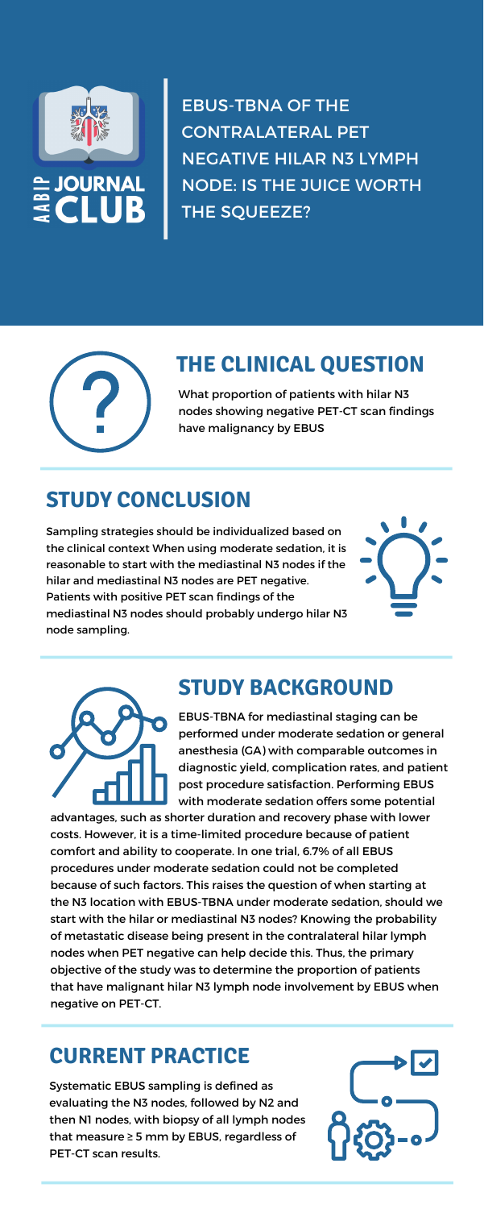AABIP JOURNAL CLUB

# EBUS-TBNA OF THE CONTRALATERAL PET NEGATIVE HILAR N3 LYMPH NODE: IS THE JUICE WORTH THE SQUEEZE?

## THE CLINICAL QUESTION

What proportion of patients with hilar N3 nodes showing negative PET-CT scan findings have malignancy by EBUS

## STUDY CONCLUSION

Sampling strategies should be individualized based on the clinical context When using moderate sedation, it is reasonable to start with the mediastinal N3 nodes if the hilar and mediastinal N3 nodes are PET negative. Patients with positive PET scan findings of the mediastinal N3 nodes should probably undergo hilar N3 node sampling.

## STUDY BACKGROUND

EBUS-TBNA for mediastinal staging can be performed under moderate sedation or general anesthesia (GA) with comparable outcomes in diagnostic yield, complication rates, and patient post procedure satisfaction. Performing EBUS with moderate sedation offers some potential advantages, such as shorter duration and recovery phase with lower costs. However, it is a time-limited procedure because of patient comfort and ability to cooperate. In one trial, 6.7% of all EBUS procedures under moderate sedation could not be completed because of such factors. This raises the question of when starting at the N3 location with EBUS-TBNA under moderate sedation, should we start with the hilar or mediastinal N3 nodes? Knowing the probability of metastatic disease being present in the contralateral hilar lymph nodes when PET negative can help decide this. Thus, the primary objective of the study was to determine the proportion of patients that have malignant hilar N3 lymph node involvement by EBUS when negative on PET-CT.

## CURRENT PRACTICE

Systematic EBUS sampling is defined as evaluating the N3 nodes, followed by N2 and then N1 nodes, with biopsy of all lymph nodes that measure ≥ 5 mm by EBUS, regardless of PET-CT scan results.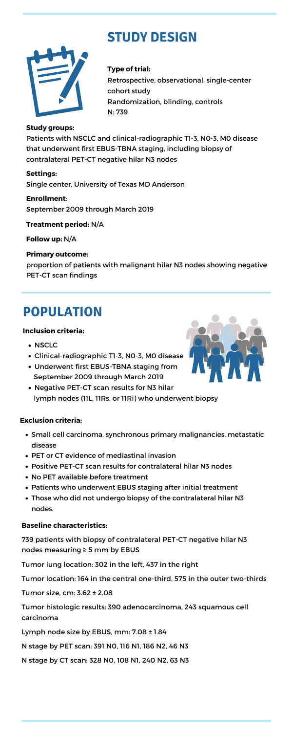# STUDY DESIGN

**Type of trial:**
Retrospective, observational, single-center cohort study
Randomization, blinding, controls
N: 739

**Study groups:**
Patients with NSCLC and clinical-radiographic T1-3, N0-3, M0 disease that underwent first EBUS-TBNA staging, including biopsy of contralateral PET-CT negative hilar N3 nodes

**Settings:**
Single center, University of Texas MD Anderson

**Enrollment**:
September 2009 through March 2019

**Treatment period:** N/A

**Follow up:** N/A

**Primary outcome:**
proportion of patients with malignant hilar N3 nodes showing negative PET-CT scan findings

# POPULATION

**Inclusion criteria:**

- NSCLC
- Clinical-radiographic T1-3, N0-3, M0 disease
- Underwent first EBUS-TBNA staging from September 2009 through March 2019
- Negative PET-CT scan results for N3 hilar lymph nodes (11L, 11Rs, or 11Ri) who underwent biopsy

**Exclusion criteria:**

- Small cell carcinoma, synchronous primary malignancies, metastatic disease
- PET or CT evidence of mediastinal invasion
- Positive PET-CT scan results for contralateral hilar N3 nodes
- No PET available before treatment
- Patients who underwent EBUS staging after initial treatment
- Those who did not undergo biopsy of the contralateral hilar N3 nodes.

**Baseline characteristics:**

739 patients with biopsy of contralateral PET-CT negative hilar N3 nodes measuring ≥ 5 mm by EBUS

Tumor lung location: 302 in the left, 437 in the right

Tumor location: 164 in the central one-third, 575 in the outer two-thirds

Tumor size, cm: 3.62 ± 2.08

Tumor histologic results: 390 adenocarcinoma, 243 squamous cell carcinoma

Lymph node size by EBUS, mm: 7.08 ± 1.84

N stage by PET scan: 391 N0, 116 N1, 186 N2, 46 N3

N stage by CT scan: 328 N0, 108 N1, 240 N2, 63 N3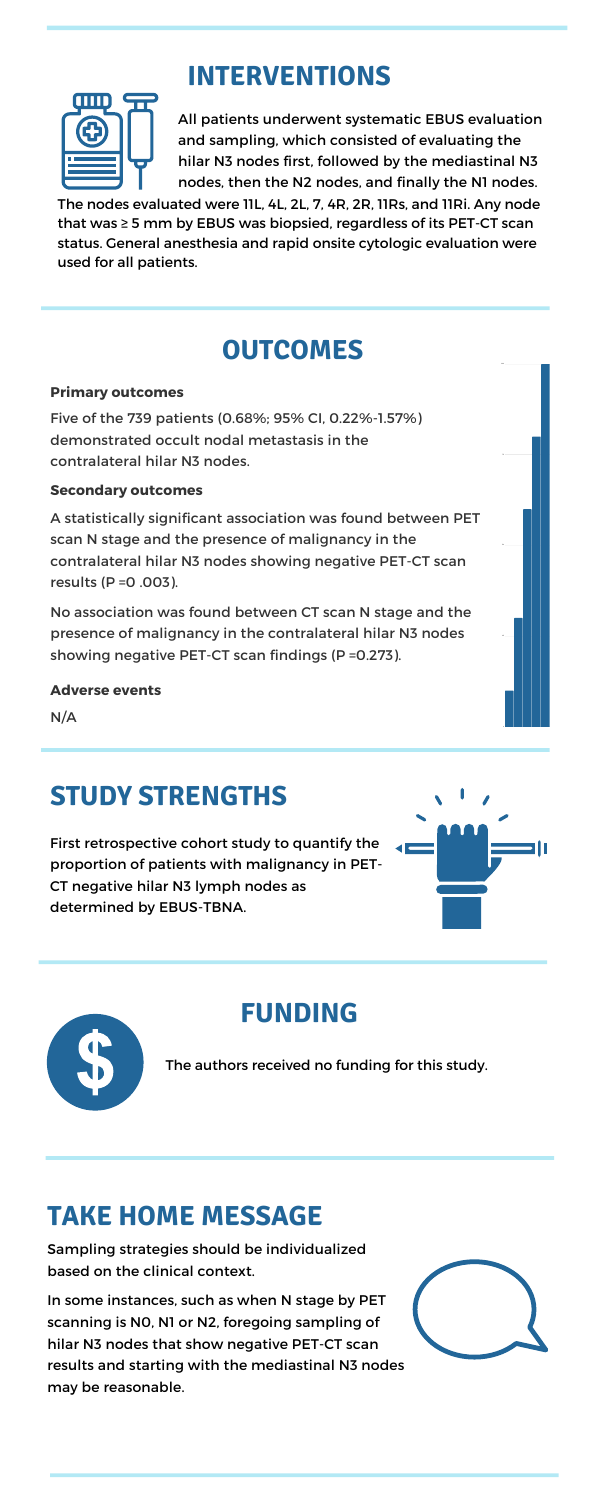## INTERVENTIONS

All patients underwent systematic EBUS evaluation and sampling, which consisted of evaluating the hilar N3 nodes first, followed by the mediastinal N3 nodes, then the N2 nodes, and finally the N1 nodes. The nodes evaluated were 11L, 4L, 2L, 7, 4R, 2R, 11Rs, and 11Ri. Any node that was ≥ 5 mm by EBUS was biopsied, regardless of its PET-CT scan status. General anesthesia and rapid onsite cytologic evaluation were used for all patients.

## OUTCOMES

**Primary outcomes**

Five of the 739 patients (0.68%; 95% CI, 0.22%-1.57%) demonstrated occult nodal metastasis in the contralateral hilar N3 nodes.

**Secondary outcomes**

A statistically significant association was found between PET scan N stage and the presence of malignancy in the contralateral hilar N3 nodes showing negative PET-CT scan results (P =0 .003).

No association was found between CT scan N stage and the presence of malignancy in the contralateral hilar N3 nodes showing negative PET-CT scan findings (P =0.273).

**Adverse events**

N/A

## STUDY STRENGTHS

First retrospective cohort study to quantify the proportion of patients with malignancy in PET-CT negative hilar N3 lymph nodes as determined by EBUS-TBNA.

## FUNDING

The authors received no funding for this study.

## TAKE HOME MESSAGE

Sampling strategies should be individualized based on the clinical context.

In some instances, such as when N stage by PET scanning is N0, N1 or N2, foregoing sampling of hilar N3 nodes that show negative PET-CT scan results and starting with the mediastinal N3 nodes may be reasonable.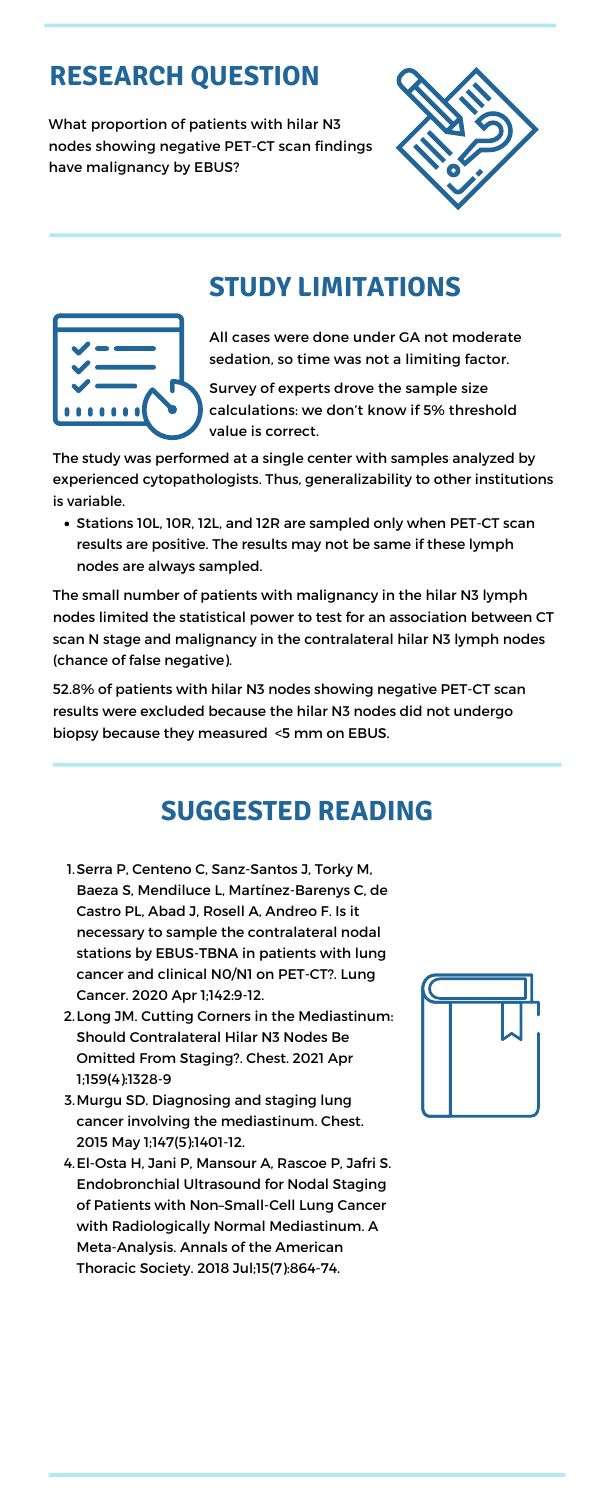## RESEARCH QUESTION

What proportion of patients with hilar N3 nodes showing negative PET-CT scan findings have malignancy by EBUS?

## STUDY LIMITATIONS

All cases were done under GA not moderate sedation, so time was not a limiting factor.

Survey of experts drove the sample size calculations: we don't know if 5% threshold value is correct.

The study was performed at a single center with samples analyzed by experienced cytopathologists. Thus, generalizability to other institutions is variable.

- Stations 10L, 10R, 12L, and 12R are sampled only when PET-CT scan results are positive. The results may not be same if these lymph nodes are always sampled.

The small number of patients with malignancy in the hilar N3 lymph nodes limited the statistical power to test for an association between CT scan N stage and malignancy in the contralateral hilar N3 lymph nodes (chance of false negative).

52.8% of patients with hilar N3 nodes showing negative PET-CT scan results were excluded because the hilar N3 nodes did not undergo biopsy because they measured <5 mm on EBUS.

## SUGGESTED READING

1. Serra P, Centeno C, Sanz-Santos J, Torky M, Baeza S, Mendiluce L, Martínez-Barenys C, de Castro PL, Abad J, Rosell A, Andreo F. Is it necessary to sample the contralateral nodal stations by EBUS-TBNA in patients with lung cancer and clinical N0/N1 on PET-CT?. Lung Cancer. 2020 Apr 1;142:9-12.
2. Long JM. Cutting Corners in the Mediastinum: Should Contralateral Hilar N3 Nodes Be Omitted From Staging?. Chest. 2021 Apr 1;159(4):1328-9
3. Murgu SD. Diagnosing and staging lung cancer involving the mediastinum. Chest. 2015 May 1;147(5):1401-12.
4. El-Osta H, Jani P, Mansour A, Rascoe P, Jafri S. Endobronchial Ultrasound for Nodal Staging of Patients with Non–Small-Cell Lung Cancer with Radiologically Normal Mediastinum. A Meta-Analysis. Annals of the American Thoracic Society. 2018 Jul;15(7):864-74.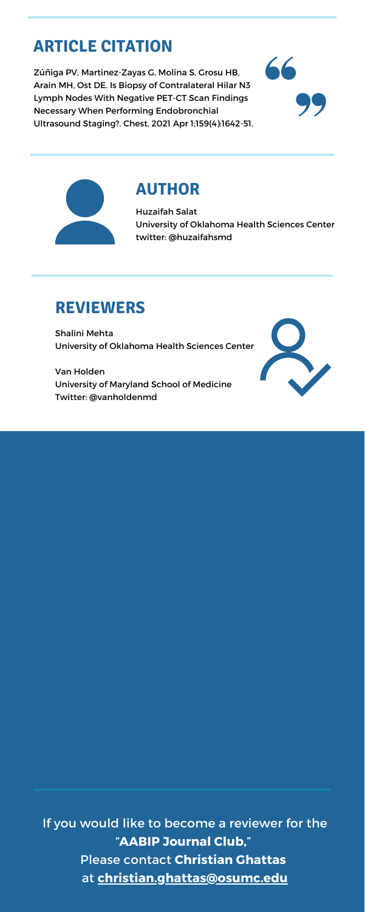## ARTICLE CITATION

Zúñiga PV, Martinez-Zayas G, Molina S, Grosu HB, Arain MH, Ost DE. Is Biopsy of Contralateral Hilar N3 Lymph Nodes With Negative PET-CT Scan Findings Necessary When Performing Endobronchial Ultrasound Staging?. Chest. 2021 Apr 1;159(4):1642-51.

## AUTHOR

Huzaifah Salat
University of Oklahoma Health Sciences Center
twitter: @huzaifahsmd

## REVIEWERS

Shalini Mehta
University of Oklahoma Health Sciences Center

Van Holden
University of Maryland School of Medicine
Twitter: @vanholdenmd

If you would like to become a reviewer for the "**AABIP Journal Club,**"
Please contact **Christian Ghattas**
at **christian.ghattas@osumc.edu**